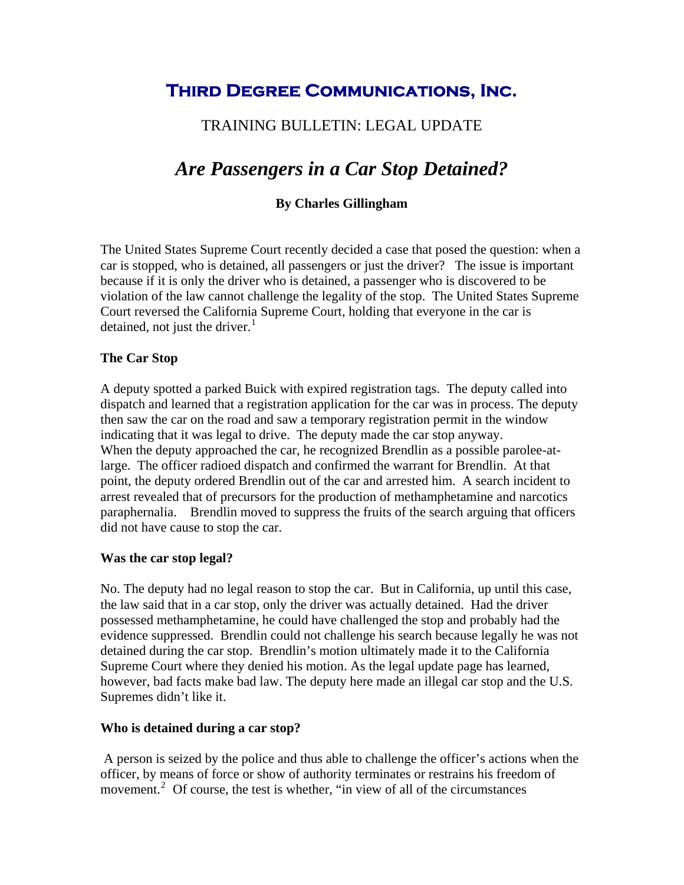# Third Degree Communications, Inc.

## TRAINING BULLETIN: LEGAL UPDATE

# *Are Passengers in a Car Stop Detained?*

**By Charles Gillingham**

The United States Supreme Court recently decided a case that posed the question: when a car is stopped, who is detained, all passengers or just the driver? The issue is important because if it is only the driver who is detained, a passenger who is discovered to be violation of the law cannot challenge the legality of the stop. The United States Supreme Court reversed the California Supreme Court, holding that everyone in the car is detained, not just the driver.[1]

### The Car Stop

A deputy spotted a parked Buick with expired registration tags. The deputy called into dispatch and learned that a registration application for the car was in process. The deputy then saw the car on the road and saw a temporary registration permit in the window indicating that it was legal to drive. The deputy made the car stop anyway. When the deputy approached the car, he recognized Brendlin as a possible parolee-at-large. The officer radioed dispatch and confirmed the warrant for Brendlin. At that point, the deputy ordered Brendlin out of the car and arrested him. A search incident to arrest revealed that of precursors for the production of methamphetamine and narcotics paraphernalia. Brendlin moved to suppress the fruits of the search arguing that officers did not have cause to stop the car.

### Was the car stop legal?

No. The deputy had no legal reason to stop the car. But in California, up until this case, the law said that in a car stop, only the driver was actually detained. Had the driver possessed methamphetamine, he could have challenged the stop and probably had the evidence suppressed. Brendlin could not challenge his search because legally he was not detained during the car stop. Brendlin's motion ultimately made it to the California Supreme Court where they denied his motion. As the legal update page has learned, however, bad facts make bad law. The deputy here made an illegal car stop and the U.S. Supremes didn't like it.

### Who is detained during a car stop?

A person is seized by the police and thus able to challenge the officer's actions when the officer, by means of force or show of authority terminates or restrains his freedom of movement.[2] Of course, the test is whether, "in view of all of the circumstances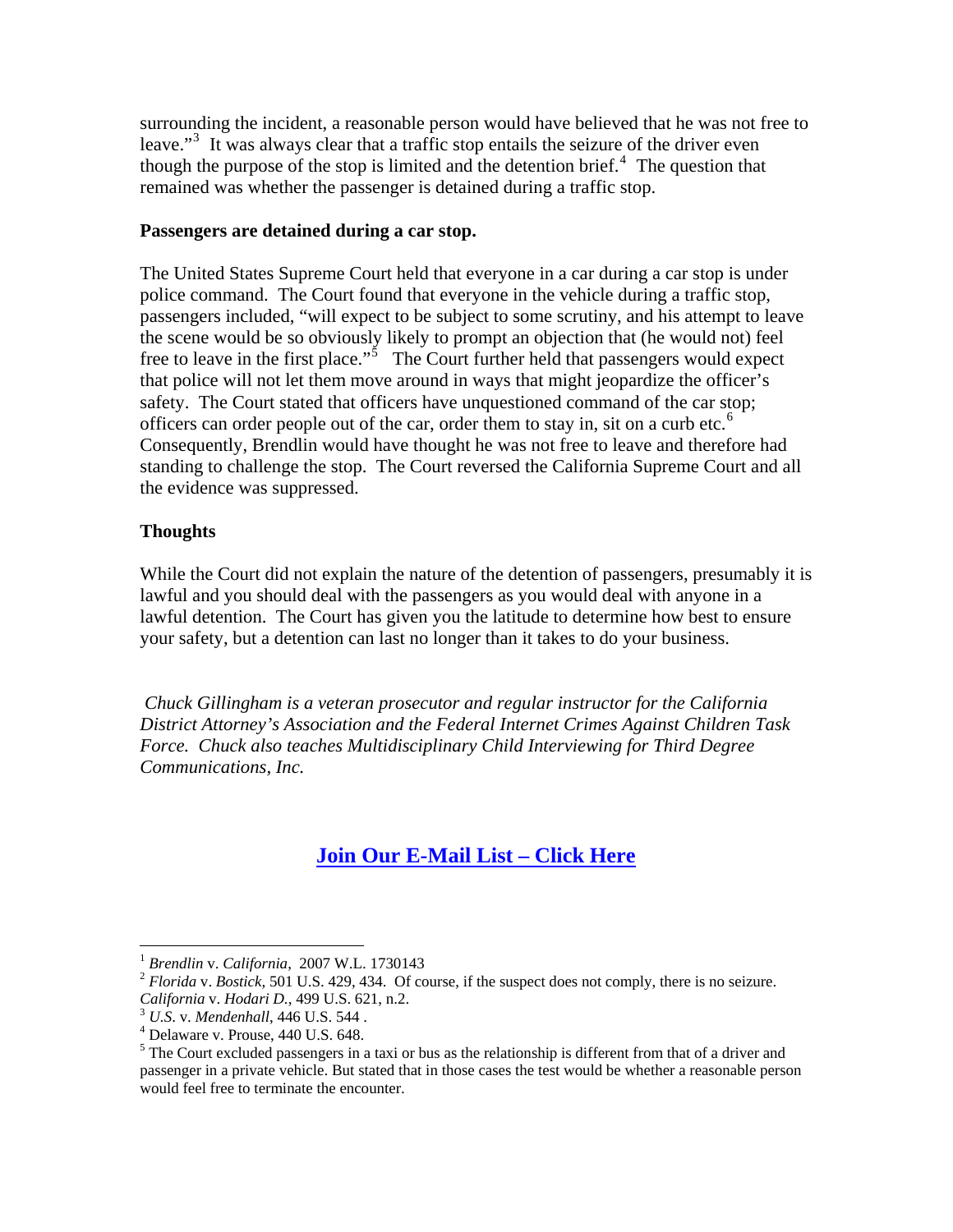surrounding the incident, a reasonable person would have believed that he was not free to leave."[3] It was always clear that a traffic stop entails the seizure of the driver even though the purpose of the stop is limited and the detention brief.[4] The question that remained was whether the passenger is detained during a traffic stop.

**Passengers are detained during a car stop.**

The United States Supreme Court held that everyone in a car during a car stop is under police command. The Court found that everyone in the vehicle during a traffic stop, passengers included, "will expect to be subject to some scrutiny, and his attempt to leave the scene would be so obviously likely to prompt an objection that (he would not) feel free to leave in the first place."[5] The Court further held that passengers would expect that police will not let them move around in ways that might jeopardize the officer's safety. The Court stated that officers have unquestioned command of the car stop; officers can order people out of the car, order them to stay in, sit on a curb etc.[6] Consequently, Brendlin would have thought he was not free to leave and therefore had standing to challenge the stop. The Court reversed the California Supreme Court and all the evidence was suppressed.

**Thoughts**

While the Court did not explain the nature of the detention of passengers, presumably it is lawful and you should deal with the passengers as you would deal with anyone in a lawful detention. The Court has given you the latitude to determine how best to ensure your safety, but a detention can last no longer than it takes to do your business.

*Chuck Gillingham is a veteran prosecutor and regular instructor for the California District Attorney's Association and the Federal Internet Crimes Against Children Task Force. Chuck also teaches Multidisciplinary Child Interviewing for Third Degree Communications, Inc.*

**Join Our E-Mail List – Click Here**

---

[1] *Brendlin* v. *California*, 2007 W.L. 1730143

[2] *Florida* v. *Bostick*, 501 U.S. 429, 434. Of course, if the suspect does not comply, there is no seizure. *California* v. *Hodari D.*, 499 U.S. 621, n.2.

[3] *U.S.* v. *Mendenhall*, 446 U.S. 544 .

[4] Delaware v. Prouse, 440 U.S. 648.

[5] The Court excluded passengers in a taxi or bus as the relationship is different from that of a driver and passenger in a private vehicle. But stated that in those cases the test would be whether a reasonable person would feel free to terminate the encounter.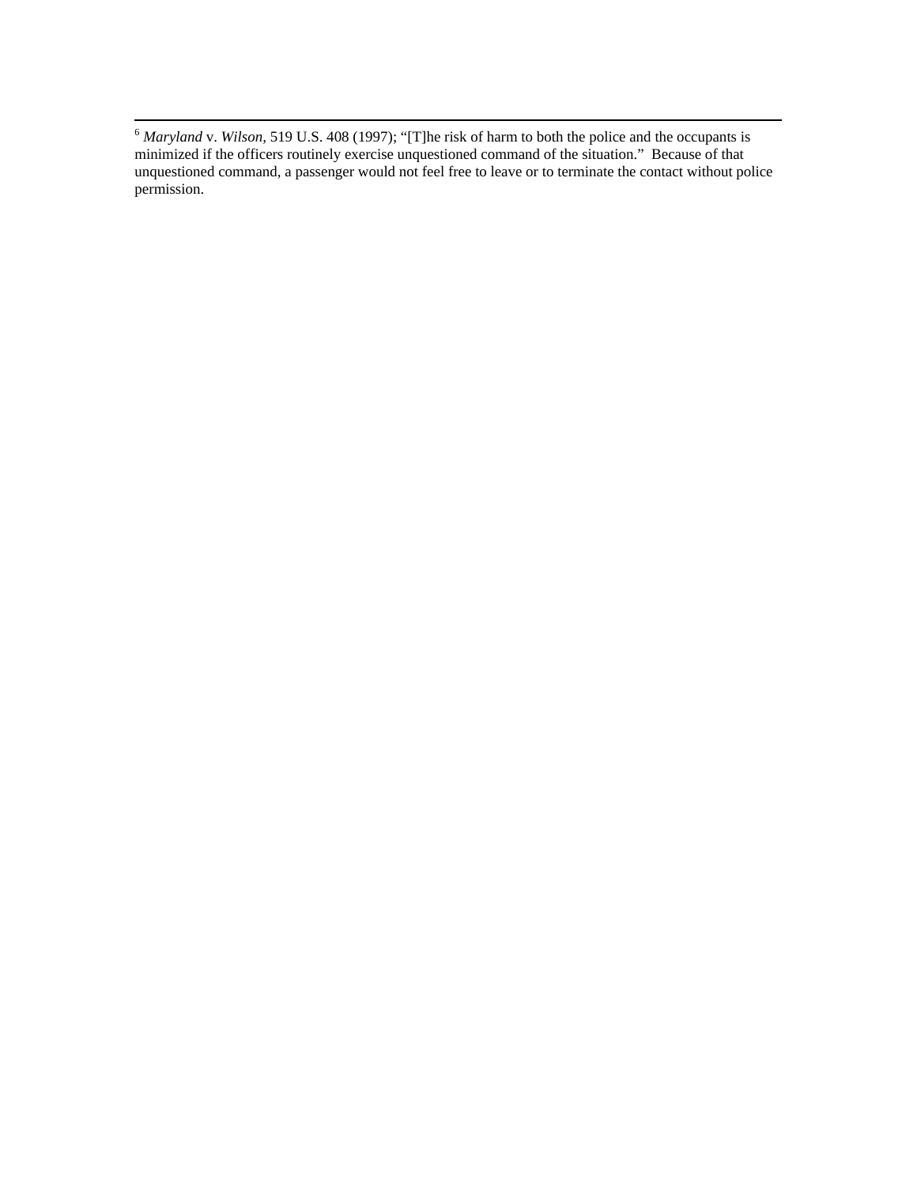[6] *Maryland* v. *Wilson*, 519 U.S. 408 (1997); "[T]he risk of harm to both the police and the occupants is minimized if the officers routinely exercise unquestioned command of the situation." Because of that unquestioned command, a passenger would not feel free to leave or to terminate the contact without police permission.